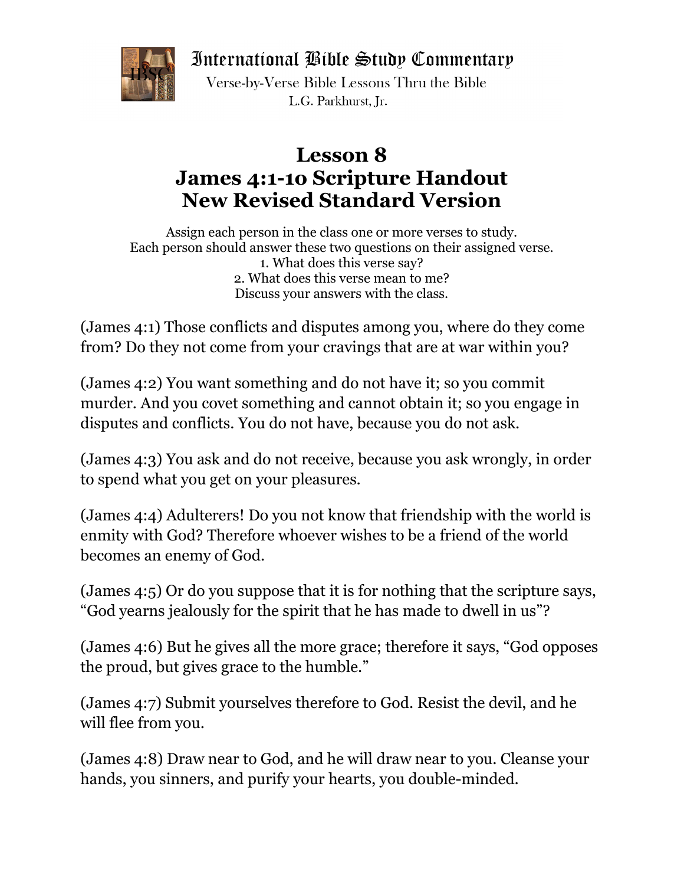International Bible Study Commentary

Verse-by-Verse Bible Lessons Thru the Bible

L.G. Parkhurst, Jr.

# Lesson 8
# James 4:1-10 Scripture Handout
# New Revised Standard Version

Assign each person in the class one or more verses to study.
Each person should answer these two questions on their assigned verse.
1. What does this verse say?
2. What does this verse mean to me?
Discuss your answers with the class.

(James 4:1) Those conflicts and disputes among you, where do they come from? Do they not come from your cravings that are at war within you?

(James 4:2) You want something and do not have it; so you commit murder. And you covet something and cannot obtain it; so you engage in disputes and conflicts. You do not have, because you do not ask.

(James 4:3) You ask and do not receive, because you ask wrongly, in order to spend what you get on your pleasures.

(James 4:4) Adulterers! Do you not know that friendship with the world is enmity with God? Therefore whoever wishes to be a friend of the world becomes an enemy of God.

(James 4:5) Or do you suppose that it is for nothing that the scripture says, "God yearns jealously for the spirit that he has made to dwell in us"?

(James 4:6) But he gives all the more grace; therefore it says, "God opposes the proud, but gives grace to the humble."

(James 4:7) Submit yourselves therefore to God. Resist the devil, and he will flee from you.

(James 4:8) Draw near to God, and he will draw near to you. Cleanse your hands, you sinners, and purify your hearts, you double-minded.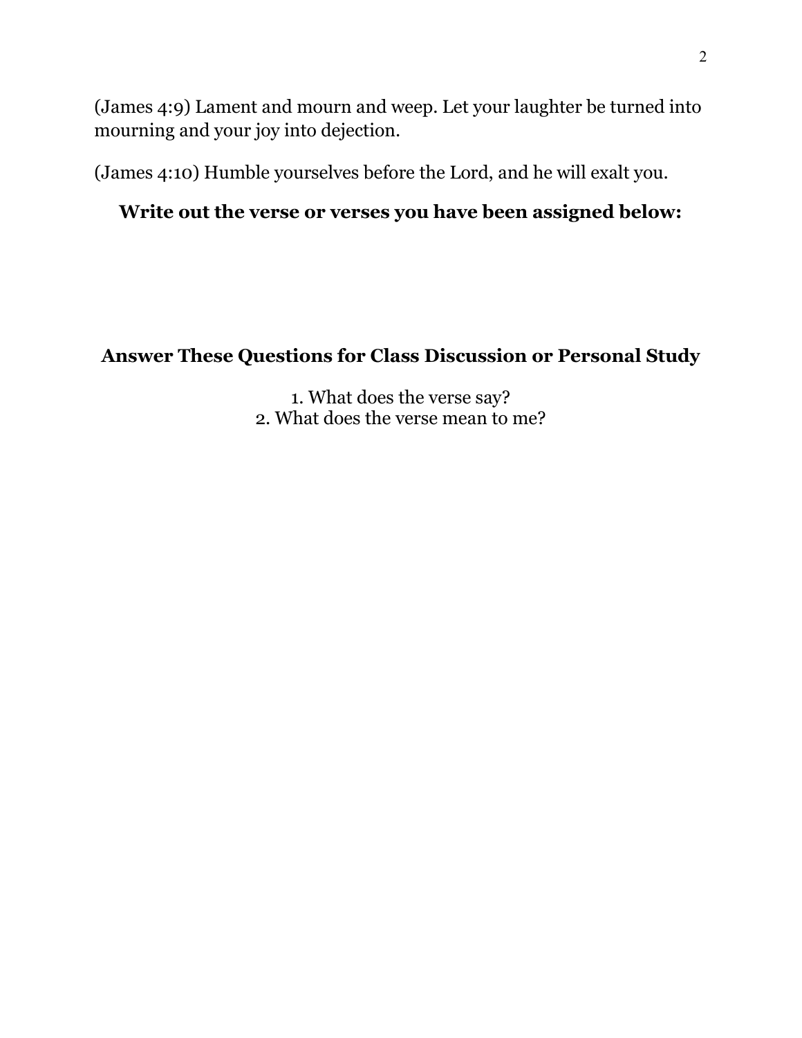(James 4:9) Lament and mourn and weep. Let your laughter be turned into mourning and your joy into dejection.

(James 4:10) Humble yourselves before the Lord, and he will exalt you.

**Write out the verse or verses you have been assigned below:**

**Answer These Questions for Class Discussion or Personal Study**

1. What does the verse say?
2. What does the verse mean to me?